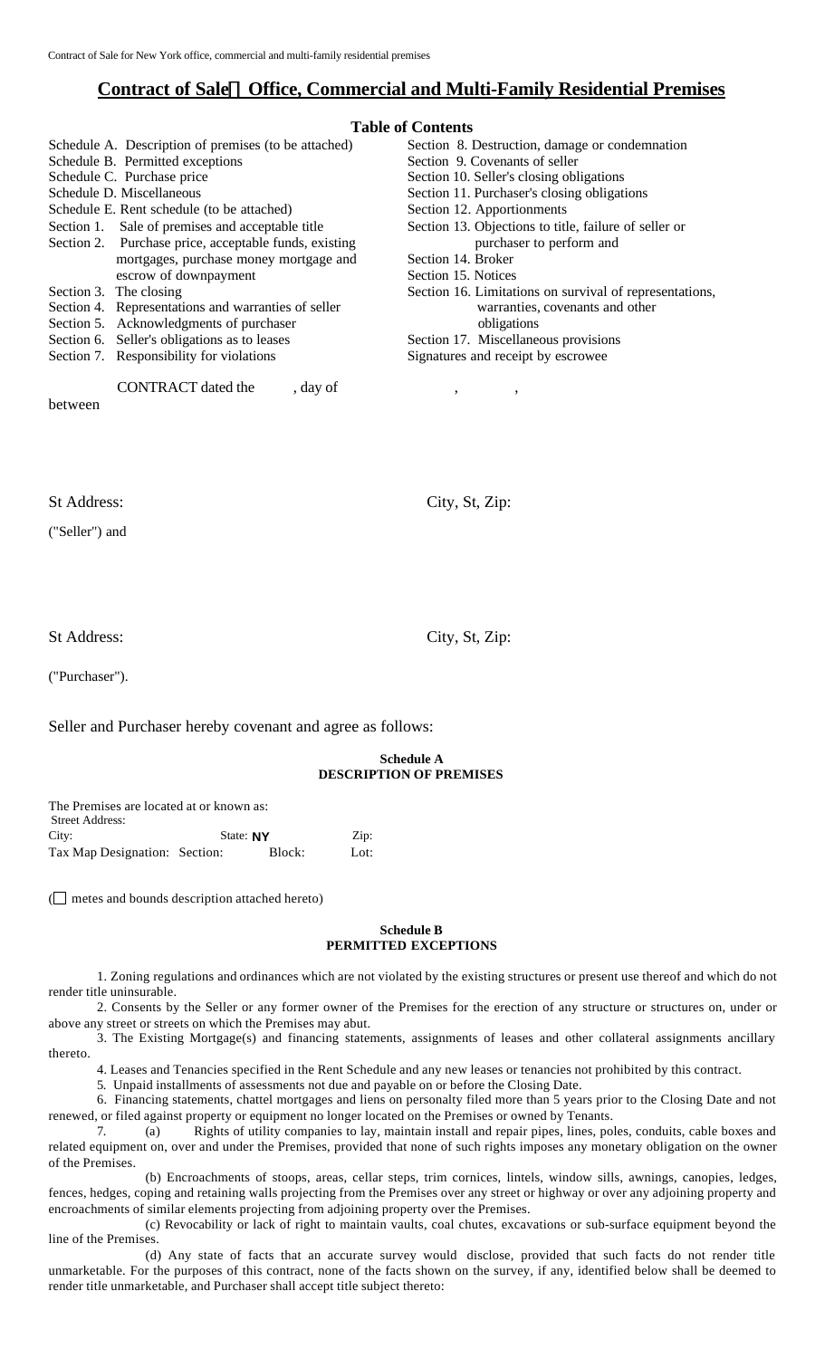# Contract of Sale – Office, Commercial and Multi-Family Residential Premises

## Table of Contents

Schedule A. Description of premises (to be attached)
Schedule B. Permitted exceptions
Schedule C. Purchase price
Schedule D. Miscellaneous
Schedule E. Rent schedule (to be attached)
Section 1. Sale of premises and acceptable title
Section 2. Purchase price, acceptable funds, existing mortgages, purchase money mortgage and escrow of downpayment
Section 3. The closing
Section 4. Representations and warranties of seller
Section 5. Acknowledgments of purchaser
Section 6. Seller's obligations as to leases
Section 7. Responsibility for violations
Section 8. Destruction, damage or condemnation
Section 9. Covenants of seller
Section 10. Seller's closing obligations
Section 11. Purchaser's closing obligations
Section 12. Apportionments
Section 13. Objections to title, failure of seller or purchaser to perform and
Section 14. Broker
Section 15. Notices
Section 16. Limitations on survival of representations, warranties, covenants and other obligations
Section 17. Miscellaneous provisions
Signatures and receipt by escrowee

CONTRACT dated the , day of , ,

between

St Address: City, St, Zip:

("Seller") and

St Address: City, St, Zip:

("Purchaser").

Seller and Purchaser hereby covenant and agree as follows:

### Schedule A
### DESCRIPTION OF PREMISES

The Premises are located at or known as:

Street Address:

City: State: NY Zip:

Tax Map Designation: Section: Block: Lot:

(☐ metes and bounds description attached hereto)

### Schedule B
### PERMITTED EXCEPTIONS

1. Zoning regulations and ordinances which are not violated by the existing structures or present use thereof and which do not render title uninsurable.

2. Consents by the Seller or any former owner of the Premises for the erection of any structure or structures on, under or above any street or streets on which the Premises may abut.

3. The Existing Mortgage(s) and financing statements, assignments of leases and other collateral assignments ancillary thereto.

4. Leases and Tenancies specified in the Rent Schedule and any new leases or tenancies not prohibited by this contract.

5. Unpaid installments of assessments not due and payable on or before the Closing Date.

6. Financing statements, chattel mortgages and liens on personalty filed more than 5 years prior to the Closing Date and not renewed, or filed against property or equipment no longer located on the Premises or owned by Tenants.

7. (a) Rights of utility companies to lay, maintain install and repair pipes, lines, poles, conduits, cable boxes and related equipment on, over and under the Premises, provided that none of such rights imposes any monetary obligation on the owner of the Premises.

(b) Encroachments of stoops, areas, cellar steps, trim cornices, lintels, window sills, awnings, canopies, ledges, fences, hedges, coping and retaining walls projecting from the Premises over any street or highway or over any adjoining property and encroachments of similar elements projecting from adjoining property over the Premises.

(c) Revocability or lack of right to maintain vaults, coal chutes, excavations or sub-surface equipment beyond the line of the Premises.

(d) Any state of facts that an accurate survey would disclose, provided that such facts do not render title unmarketable. For the purposes of this contract, none of the facts shown on the survey, if any, identified below shall be deemed to render title unmarketable, and Purchaser shall accept title subject thereto: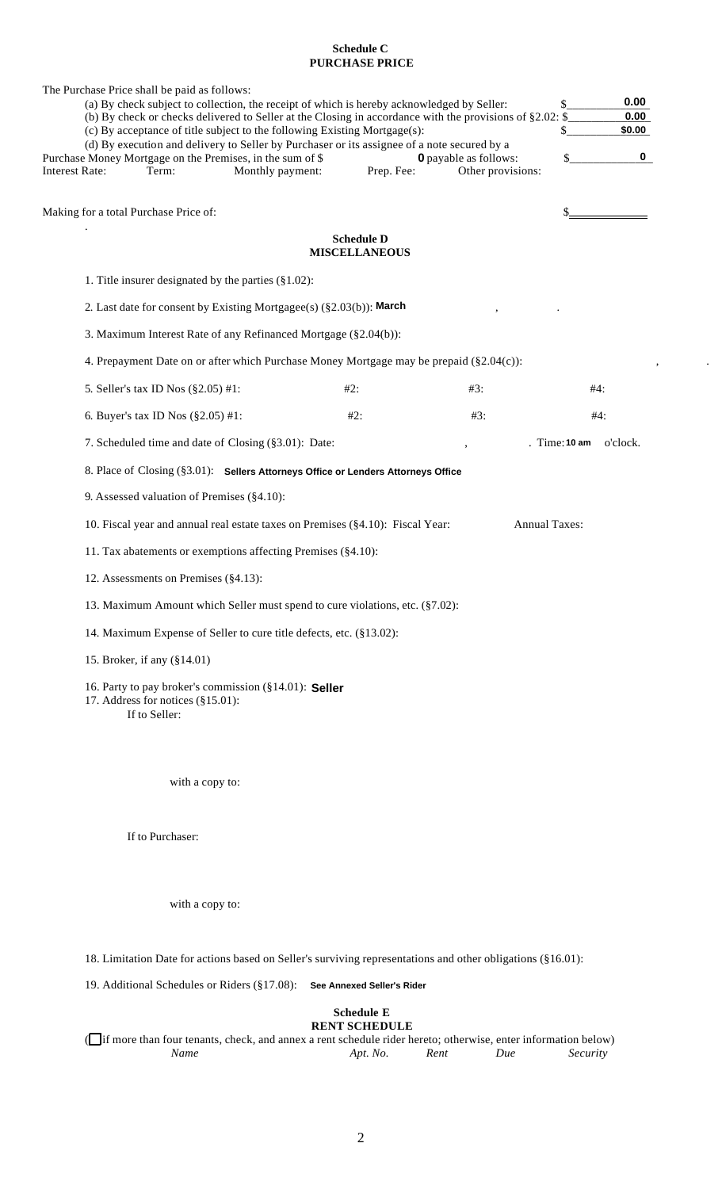**Schedule C**
**PURCHASE PRICE**

The Purchase Price shall be paid as follows:

(a) By check subject to collection, the receipt of which is hereby acknowledged by Seller: $ 0.00

(b) By check or checks delivered to Seller at the Closing in accordance with the provisions of §2.02: $ 0.00

(c) By acceptance of title subject to the following Existing Mortgage(s): $ $0.00

(d) By execution and delivery to Seller by Purchaser or its assignee of a note secured by a Purchase Money Mortgage on the Premises, in the sum of $ **0** payable as follows: $ 0

Interest Rate: Term: Monthly payment: Prep. Fee: Other provisions:

Making for a total Purchase Price of: $

**Schedule D**
**MISCELLANEOUS**

1. Title insurer designated by the parties (§1.02):
2. Last date for consent by Existing Mortgagee(s) (§2.03(b)): **March** , .
3. Maximum Interest Rate of any Refinanced Mortgage (§2.04(b)):
4. Prepayment Date on or after which Purchase Money Mortgage may be prepaid (§2.04(c)): , .
5. Seller's tax ID Nos (§2.05) #1: #2: #3: #4:
6. Buyer's tax ID Nos (§2.05) #1: #2: #3: #4:
7. Scheduled time and date of Closing (§3.01): Date: , . Time: **10 am** o'clock.
8. Place of Closing (§3.01): **Sellers Attorneys Office or Lenders Attorneys Office**
9. Assessed valuation of Premises (§4.10):
10. Fiscal year and annual real estate taxes on Premises (§4.10): Fiscal Year: Annual Taxes:
11. Tax abatements or exemptions affecting Premises (§4.10):
12. Assessments on Premises (§4.13):
13. Maximum Amount which Seller must spend to cure violations, etc. (§7.02):
14. Maximum Expense of Seller to cure title defects, etc. (§13.02):
15. Broker, if any (§14.01)
16. Party to pay broker's commission (§14.01): **Seller**
17. Address for notices (§15.01):

    If to Seller:

    with a copy to:

    If to Purchaser:

    with a copy to:

18. Limitation Date for actions based on Seller's surviving representations and other obligations (§16.01):
19. Additional Schedules or Riders (§17.08): **See Annexed Seller's Rider**

**Schedule E**
**RENT SCHEDULE**

(☐ if more than four tenants, check, and annex a rent schedule rider hereto; otherwise, enter information below)

| *Name* | *Apt. No.* | *Rent* | *Due* | *Security* |
|---|---|---|---|---|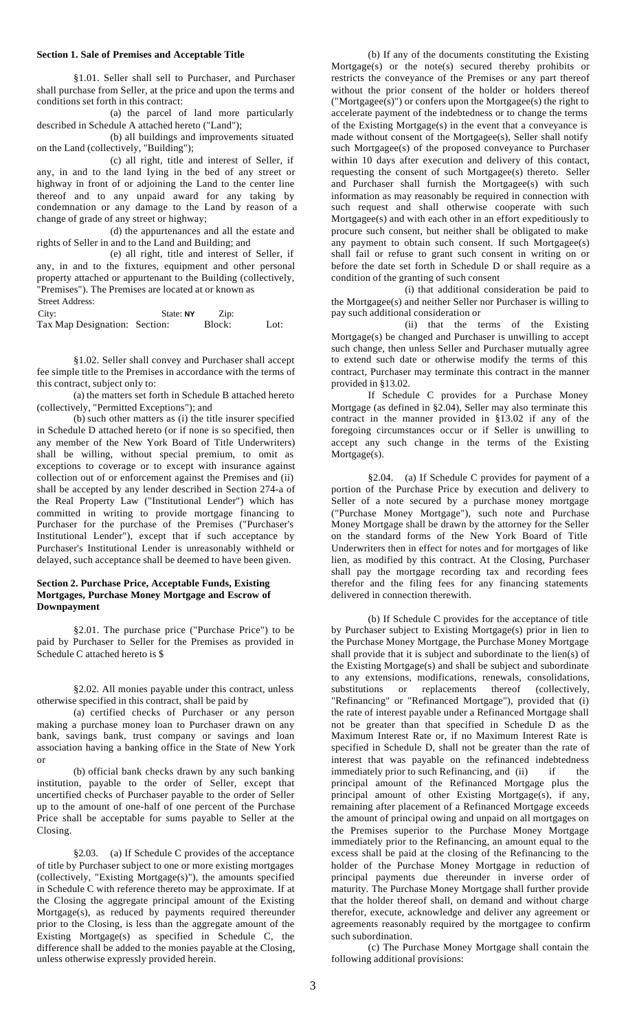## Section 1. Sale of Premises and Acceptable Title

§1.01. Seller shall sell to Purchaser, and Purchaser shall purchase from Seller, at the price and upon the terms and conditions set forth in this contract:

(a) the parcel of land more particularly described in Schedule A attached hereto ("Land");

(b) all buildings and improvements situated on the Land (collectively, "Building");

(c) all right, title and interest of Seller, if any, in and to the land Iying in the bed of any street or highway in front of or adjoining the Land to the center line thereof and to any unpaid award for any taking by condemnation or any damage to the Land by reason of a change of grade of any street or highway;

(d) the appurtenances and all the estate and rights of Seller in and to the Land and Building; and

(e) all right, title and interest of Seller, if any, in and to the fixtures, equipment and other personal property attached or appurtenant to the Building (collectively, "Premises"). The Premises are located at or known as

Street Address:

City: State: **NY** Zip:

Tax Map Designation: Section: Block: Lot:

§1.02. Seller shall convey and Purchaser shall accept fee simple title to the Premises in accordance with the terms of this contract, subject only to:

(a) the matters set forth in Schedule B attached hereto (collectively, "Permitted Exceptions"); and

(b) such other matters as (i) the title insurer specified in Schedule D attached hereto (or if none is so specified, then any member of the New York Board of Title Underwriters) shall be willing, without special premium, to omit as exceptions to coverage or to except with insurance against collection out of or enforcement against the Premises and (ii) shall be accepted by any lender described in Section 274-a of the Real Property Law ("Institutional Lender") which has committed in writing to provide mortgage financing to Purchaser for the purchase of the Premises ("Purchaser's Institutional Lender"), except that if such acceptance by Purchaser's Institutional Lender is unreasonably withheld or delayed, such acceptance shall be deemed to have been given.

## Section 2. Purchase Price, Acceptable Funds, Existing Mortgages, Purchase Money Mortgage and Escrow of Downpayment

§2.01. The purchase price ("Purchase Price") to be paid by Purchaser to Seller for the Premises as provided in Schedule C attached hereto is $

§2.02. All monies payable under this contract, unless otherwise specified in this contract, shall be paid by

(a) certified checks of Purchaser or any person making a purchase money loan to Purchaser drawn on any bank, savings bank, trust company or savings and loan association having a banking office in the State of New York or

(b) official bank checks drawn by any such banking institution, payable to the order of Seller, except that uncertified checks of Purchaser payable to the order of Seller up to the amount of one-half of one percent of the Purchase Price shall be acceptable for sums payable to Seller at the Closing.

§2.03. (a) If Schedule C provides of the acceptance of title by Purchaser subject to one or more existing mortgages (collectively, "Existing Mortgage(s)"), the amounts specified in Schedule C with reference thereto may be approximate. If at the Closing the aggregate principal amount of the Existing Mortgage(s), as reduced by payments required thereunder prior to the Closing, is less than the aggregate amount of the Existing Mortgage(s) as specified in Schedule C, the difference shall be added to the monies payable at the Closing, unless otherwise expressly provided herein.

(b) If any of the documents constituting the Existing Mortgage(s) or the note(s) secured thereby prohibits or restricts the conveyance of the Premises or any part thereof without the prior consent of the holder or holders thereof ("Mortgagee(s)") or confers upon the Mortgagee(s) the right to accelerate payment of the indebtedness or to change the terms of the Existing Mortgage(s) in the event that a conveyance is made without consent of the Mortgagee(s), Seller shall notify such Mortgagee(s) of the proposed conveyance to Purchaser within 10 days after execution and delivery of this contact, requesting the consent of such Mortgagee(s) thereto. Seller and Purchaser shall furnish the Mortgagee(s) with such information as may reasonably be required in connection with such request and shall otherwise cooperate with such Mortgagee(s) and with each other in an effort expeditiously to procure such consent, but neither shall be obligated to make any payment to obtain such consent. If such Mortgagee(s) shall fail or refuse to grant such consent in writing on or before the date set forth in Schedule D or shall require as a condition of the granting of such consent

(i) that additional consideration be paid to the Mortgagee(s) and neither Seller nor Purchaser is willing to pay such additional consideration or

(ii) that the terms of the Existing Mortgage(s) be changed and Purchaser is unwilling to accept such change, then unless Seller and Purchaser mutually agree to extend such date or otherwise modify the terms of this contract, Purchaser may terminate this contract in the manner provided in §13.02.

If Schedule C provides for a Purchase Money Mortgage (as defined in §2.04), Seller may also terminate this contract in the manner provided in §13.02 if any of the foregoing circumstances occur or if Seller is unwilling to accept any such change in the terms of the Existing Mortgage(s).

§2.04. (a) If Schedule C provides for payment of a portion of the Purchase Price by execution and delivery to Seller of a note secured by a purchase money mortgage ("Purchase Money Mortgage"), such note and Purchase Money Mortgage shall be drawn by the attorney for the Seller on the standard forms of the New York Board of Title Underwriters then in effect for notes and for mortgages of like lien, as modified by this contract. At the Closing, Purchaser shall pay the mortgage recording tax and recording fees therefor and the filing fees for any financing statements delivered in connection therewith.

(b) If Schedule C provides for the acceptance of title by Purchaser subject to Existing Mortgage(s) prior in lien to the Purchase Money Mortgage, the Purchase Money Mortgage shall provide that it is subject and subordinate to the lien(s) of the Existing Mortgage(s) and shall be subject and subordinate to any extensions, modifications, renewals, consolidations, substitutions or replacements thereof (collectively, "Refinancing" or "Refinanced Mortgage"), provided that (i) the rate of interest payable under a Refinanced Mortgage shall not be greater than that specified in Schedule D as the Maximum Interest Rate or, if no Maximum Interest Rate is specified in Schedule D, shall not be greater than the rate of interest that was payable on the refinanced indebtedness immediately prior to such Refinancing, and (ii) if the principal amount of the Refinanced Mortgage plus the principal amount of other Existing Mortgage(s), if any, remaining after placement of a Refinanced Mortgage exceeds the amount of principal owing and unpaid on all mortgages on the Premises superior to the Purchase Money Mortgage immediately prior to the Refinancing, an amount equal to the excess shall be paid at the closing of the Refinancing to the holder of the Purchase Money Mortgage in reduction of principal payments due thereunder in inverse order of maturity. The Purchase Money Mortgage shall further provide that the holder thereof shall, on demand and without charge therefor, execute, acknowledge and deliver any agreement or agreements reasonably required by the mortgagee to confirm such subordination.

(c) The Purchase Money Mortgage shall contain the following additional provisions: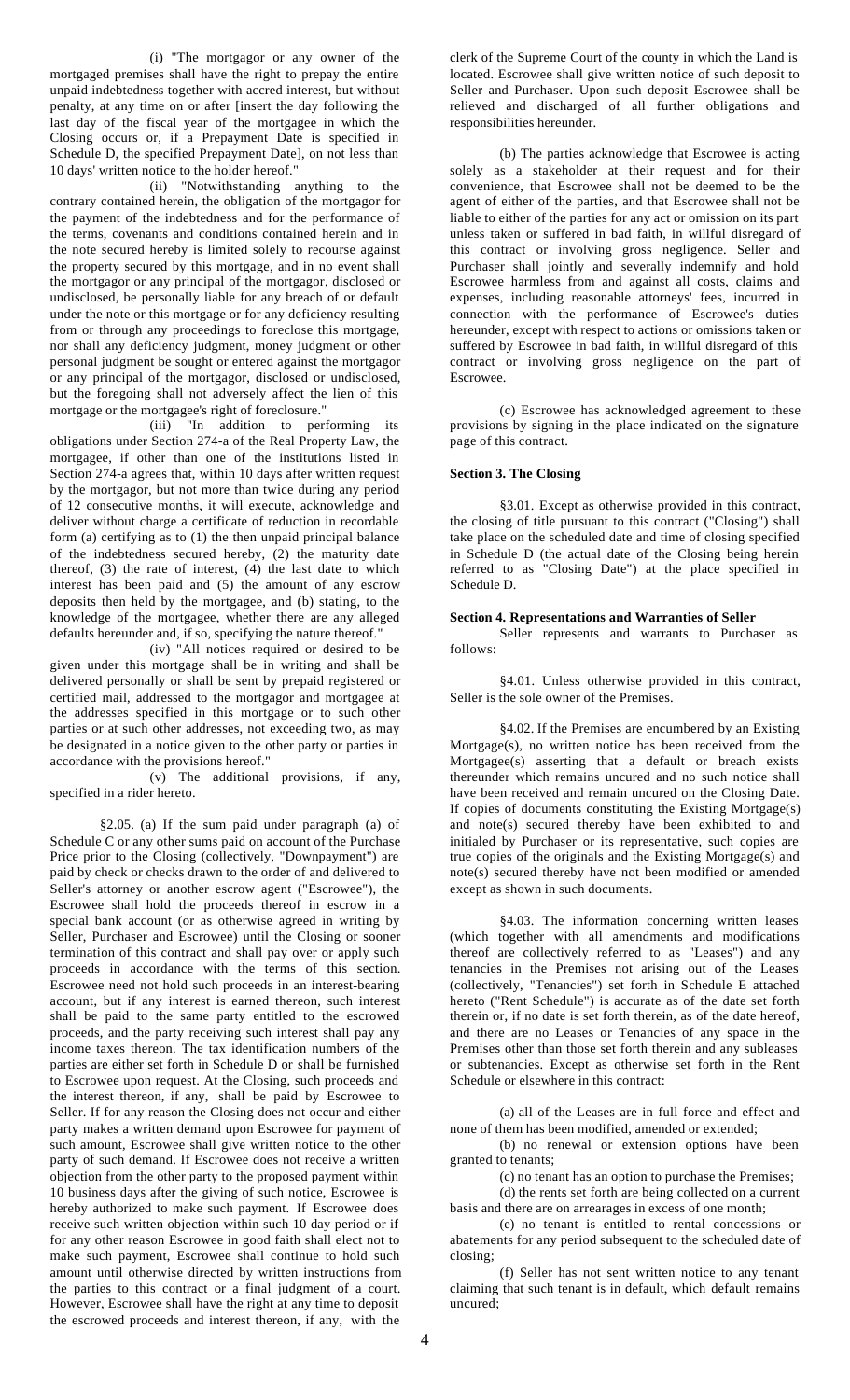(i) "The mortgagor or any owner of the mortgaged premises shall have the right to prepay the entire unpaid indebtedness together with accred interest, but without penalty, at any time on or after [insert the day following the last day of the fiscal year of the mortgagee in which the Closing occurs or, if a Prepayment Date is specified in Schedule D, the specified Prepayment Date], on not less than 10 days' written notice to the holder hereof."

(ii) "Notwithstanding anything to the contrary contained herein, the obligation of the mortgagor for the payment of the indebtedness and for the performance of the terms, covenants and conditions contained herein and in the note secured hereby is limited solely to recourse against the property secured by this mortgage, and in no event shall the mortgagor or any principal of the mortgagor, disclosed or undisclosed, be personally liable for any breach of or default under the note or this mortgage or for any deficiency resulting from or through any proceedings to foreclose this mortgage, nor shall any deficiency judgment, money judgment or other personal judgment be sought or entered against the mortgagor or any principal of the mortgagor, disclosed or undisclosed, but the foregoing shall not adversely affect the lien of this mortgage or the mortgagee's right of foreclosure."

(iii) "In addition to performing its obligations under Section 274-a of the Real Property Law, the mortgagee, if other than one of the institutions listed in Section 274-a agrees that, within 10 days after written request by the mortgagor, but not more than twice during any period of 12 consecutive months, it will execute, acknowledge and deliver without charge a certificate of reduction in recordable form (a) certifying as to (1) the then unpaid principal balance of the indebtedness secured hereby, (2) the maturity date thereof, (3) the rate of interest, (4) the last date to which interest has been paid and (5) the amount of any escrow deposits then held by the mortgagee, and (b) stating, to the knowledge of the mortgagee, whether there are any alleged defaults hereunder and, if so, specifying the nature thereof."

(iv) "All notices required or desired to be given under this mortgage shall be in writing and shall be delivered personally or shall be sent by prepaid registered or certified mail, addressed to the mortgagor and mortgagee at the addresses specified in this mortgage or to such other parties or at such other addresses, not exceeding two, as may be designated in a notice given to the other party or parties in accordance with the provisions hereof."

(v) The additional provisions, if any, specified in a rider hereto.

§2.05. (a) If the sum paid under paragraph (a) of Schedule C or any other sums paid on account of the Purchase Price prior to the Closing (collectively, "Downpayment") are paid by check or checks drawn to the order of and delivered to Seller's attorney or another escrow agent ("Escrowee"), the Escrowee shall hold the proceeds thereof in escrow in a special bank account (or as otherwise agreed in writing by Seller, Purchaser and Escrowee) until the Closing or sooner termination of this contract and shall pay over or apply such proceeds in accordance with the terms of this section. Escrowee need not hold such proceeds in an interest-bearing account, but if any interest is earned thereon, such interest shall be paid to the same party entitled to the escrowed proceeds, and the party receiving such interest shall pay any income taxes thereon. The tax identification numbers of the parties are either set forth in Schedule D or shall be furnished to Escrowee upon request. At the Closing, such proceeds and the interest thereon, if any, shall be paid by Escrowee to Seller. If for any reason the Closing does not occur and either party makes a written demand upon Escrowee for payment of such amount, Escrowee shall give written notice to the other party of such demand. If Escrowee does not receive a written objection from the other party to the proposed payment within 10 business days after the giving of such notice, Escrowee is hereby authorized to make such payment. If Escrowee does receive such written objection within such 10 day period or if for any other reason Escrowee in good faith shall elect not to make such payment, Escrowee shall continue to hold such amount until otherwise directed by written instructions from the parties to this contract or a final judgment of a court. However, Escrowee shall have the right at any time to deposit the escrowed proceeds and interest thereon, if any, with the clerk of the Supreme Court of the county in which the Land is located. Escrowee shall give written notice of such deposit to Seller and Purchaser. Upon such deposit Escrowee shall be relieved and discharged of all further obligations and responsibilities hereunder.

(b) The parties acknowledge that Escrowee is acting solely as a stakeholder at their request and for their convenience, that Escrowee shall not be deemed to be the agent of either of the parties, and that Escrowee shall not be liable to either of the parties for any act or omission on its part unless taken or suffered in bad faith, in willful disregard of this contract or involving gross negligence. Seller and Purchaser shall jointly and severally indemnify and hold Escrowee harmless from and against all costs, claims and expenses, including reasonable attorneys' fees, incurred in connection with the performance of Escrowee's duties hereunder, except with respect to actions or omissions taken or suffered by Escrowee in bad faith, in willful disregard of this contract or involving gross negligence on the part of Escrowee.

(c) Escrowee has acknowledged agreement to these provisions by signing in the place indicated on the signature page of this contract.

**Section 3. The Closing**

§3.01. Except as otherwise provided in this contract, the closing of title pursuant to this contract ("Closing") shall take place on the scheduled date and time of closing specified in Schedule D (the actual date of the Closing being herein referred to as "Closing Date") at the place specified in Schedule D.

**Section 4. Representations and Warranties of Seller**

Seller represents and warrants to Purchaser as follows:

§4.01. Unless otherwise provided in this contract, Seller is the sole owner of the Premises.

§4.02. If the Premises are encumbered by an Existing Mortgage(s), no written notice has been received from the Mortgagee(s) asserting that a default or breach exists thereunder which remains uncured and no such notice shall have been received and remain uncured on the Closing Date. If copies of documents constituting the Existing Mortgage(s) and note(s) secured thereby have been exhibited to and initialed by Purchaser or its representative, such copies are true copies of the originals and the Existing Mortgage(s) and note(s) secured thereby have not been modified or amended except as shown in such documents.

§4.03. The information concerning written leases (which together with all amendments and modifications thereof are collectively referred to as "Leases") and any tenancies in the Premises not arising out of the Leases (collectively, "Tenancies") set forth in Schedule E attached hereto ("Rent Schedule") is accurate as of the date set forth therein or, if no date is set forth therein, as of the date hereof, and there are no Leases or Tenancies of any space in the Premises other than those set forth therein and any subleases or subtenancies. Except as otherwise set forth in the Rent Schedule or elsewhere in this contract:

(a) all of the Leases are in full force and effect and none of them has been modified, amended or extended;

(b) no renewal or extension options have been granted to tenants;

(c) no tenant has an option to purchase the Premises;

(d) the rents set forth are being collected on a current basis and there are on arrearages in excess of one month;

(e) no tenant is entitled to rental concessions or abatements for any period subsequent to the scheduled date of closing;

(f) Seller has not sent written notice to any tenant claiming that such tenant is in default, which default remains uncured;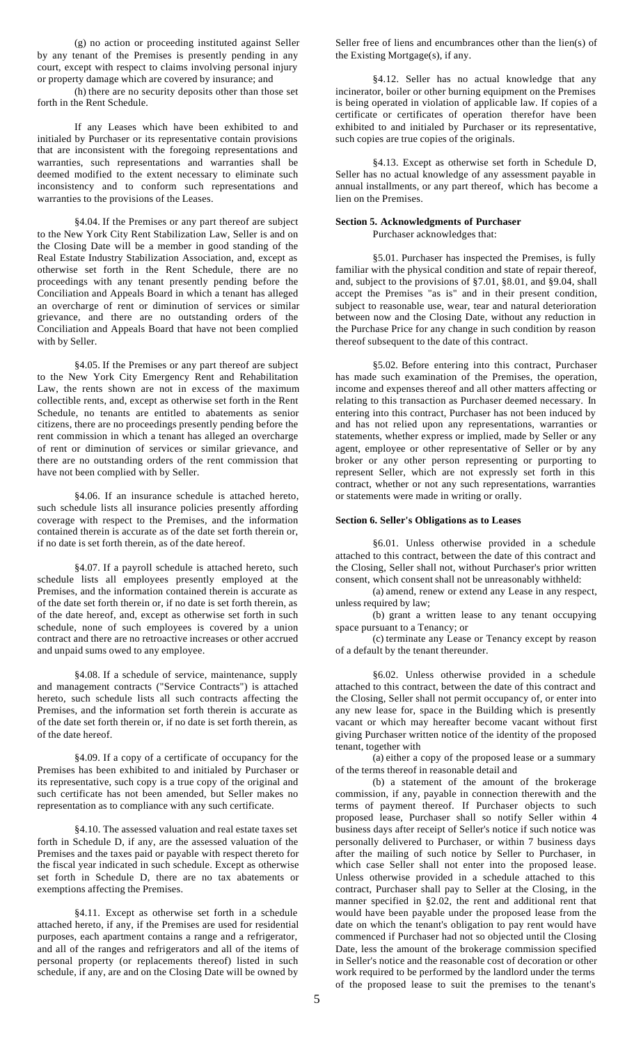(g) no action or proceeding instituted against Seller by any tenant of the Premises is presently pending in any court, except with respect to claims involving personal injury or property damage which are covered by insurance; and

(h) there are no security deposits other than those set forth in the Rent Schedule.

If any Leases which have been exhibited to and initialed by Purchaser or its representative contain provisions that are inconsistent with the foregoing representations and warranties, such representations and warranties shall be deemed modified to the extent necessary to eliminate such inconsistency and to conform such representations and warranties to the provisions of the Leases.

§4.04. If the Premises or any part thereof are subject to the New York City Rent Stabilization Law, Seller is and on the Closing Date will be a member in good standing of the Real Estate Industry Stabilization Association, and, except as otherwise set forth in the Rent Schedule, there are no proceedings with any tenant presently pending before the Conciliation and Appeals Board in which a tenant has alleged an overcharge of rent or diminution of services or similar grievance, and there are no outstanding orders of the Conciliation and Appeals Board that have not been complied with by Seller.

§4.05. If the Premises or any part thereof are subject to the New York City Emergency Rent and Rehabilitation Law, the rents shown are not in excess of the maximum collectible rents, and, except as otherwise set forth in the Rent Schedule, no tenants are entitled to abatements as senior citizens, there are no proceedings presently pending before the rent commission in which a tenant has alleged an overcharge of rent or diminution of services or similar grievance, and there are no outstanding orders of the rent commission that have not been complied with by Seller.

§4.06. If an insurance schedule is attached hereto, such schedule lists all insurance policies presently affording coverage with respect to the Premises, and the information contained therein is accurate as of the date set forth therein or, if no date is set forth therein, as of the date hereof.

§4.07. If a payroll schedule is attached hereto, such schedule lists all employees presently employed at the Premises, and the information contained therein is accurate as of the date set forth therein or, if no date is set forth therein, as of the date hereof, and, except as otherwise set forth in such schedule, none of such employees is covered by a union contract and there are no retroactive increases or other accrued and unpaid sums owed to any employee.

§4.08. If a schedule of service, maintenance, supply and management contracts ("Service Contracts") is attached hereto, such schedule lists all such contracts affecting the Premises, and the information set forth therein is accurate as of the date set forth therein or, if no date is set forth therein, as of the date hereof.

§4.09. If a copy of a certificate of occupancy for the Premises has been exhibited to and initialed by Purchaser or its representative, such copy is a true copy of the original and such certificate has not been amended, but Seller makes no representation as to compliance with any such certificate.

§4.10. The assessed valuation and real estate taxes set forth in Schedule D, if any, are the assessed valuation of the Premises and the taxes paid or payable with respect thereto for the fiscal year indicated in such schedule. Except as otherwise set forth in Schedule D, there are no tax abatements or exemptions affecting the Premises.

§4.11. Except as otherwise set forth in a schedule attached hereto, if any, if the Premises are used for residential purposes, each apartment contains a range and a refrigerator, and all of the ranges and refrigerators and all of the items of personal property (or replacements thereof) listed in such schedule, if any, are and on the Closing Date will be owned by Seller free of liens and encumbrances other than the lien(s) of the Existing Mortgage(s), if any.

§4.12. Seller has no actual knowledge that any incinerator, boiler or other burning equipment on the Premises is being operated in violation of applicable law. If copies of a certificate or certificates of operation therefor have been exhibited to and initialed by Purchaser or its representative, such copies are true copies of the originals.

§4.13. Except as otherwise set forth in Schedule D, Seller has no actual knowledge of any assessment payable in annual installments, or any part thereof, which has become a lien on the Premises.

**Section 5. Acknowledgments of Purchaser**

Purchaser acknowledges that:

§5.01. Purchaser has inspected the Premises, is fully familiar with the physical condition and state of repair thereof, and, subject to the provisions of §7.01, §8.01, and §9.04, shall accept the Premises "as is" and in their present condition, subject to reasonable use, wear, tear and natural deterioration between now and the Closing Date, without any reduction in the Purchase Price for any change in such condition by reason thereof subsequent to the date of this contract.

§5.02. Before entering into this contract, Purchaser has made such examination of the Premises, the operation, income and expenses thereof and all other matters affecting or relating to this transaction as Purchaser deemed necessary. In entering into this contract, Purchaser has not been induced by and has not relied upon any representations, warranties or statements, whether express or implied, made by Seller or any agent, employee or other representative of Seller or by any broker or any other person representing or purporting to represent Seller, which are not expressly set forth in this contract, whether or not any such representations, warranties or statements were made in writing or orally.

**Section 6. Seller's Obligations as to Leases**

§6.01. Unless otherwise provided in a schedule attached to this contract, between the date of this contract and the Closing, Seller shall not, without Purchaser's prior written consent, which consent shall not be unreasonably withheld:

(a) amend, renew or extend any Lease in any respect, unless required by law;

(b) grant a written lease to any tenant occupying space pursuant to a Tenancy; or

(c) terminate any Lease or Tenancy except by reason of a default by the tenant thereunder.

§6.02. Unless otherwise provided in a schedule attached to this contract, between the date of this contract and the Closing, Seller shall not permit occupancy of, or enter into any new lease for, space in the Building which is presently vacant or which may hereafter become vacant without first giving Purchaser written notice of the identity of the proposed tenant, together with

(a) either a copy of the proposed lease or a summary of the terms thereof in reasonable detail and

(b) a statement of the amount of the brokerage commission, if any, payable in connection therewith and the terms of payment thereof. If Purchaser objects to such proposed lease, Purchaser shall so notify Seller within 4 business days after receipt of Seller's notice if such notice was personally delivered to Purchaser, or within 7 business days after the mailing of such notice by Seller to Purchaser, in which case Seller shall not enter into the proposed lease. Unless otherwise provided in a schedule attached to this contract, Purchaser shall pay to Seller at the Closing, in the manner specified in §2.02, the rent and additional rent that would have been payable under the proposed lease from the date on which the tenant's obligation to pay rent would have commenced if Purchaser had not so objected until the Closing Date, less the amount of the brokerage commission specified in Seller's notice and the reasonable cost of decoration or other work required to be performed by the landlord under the terms of the proposed lease to suit the premises to the tenant's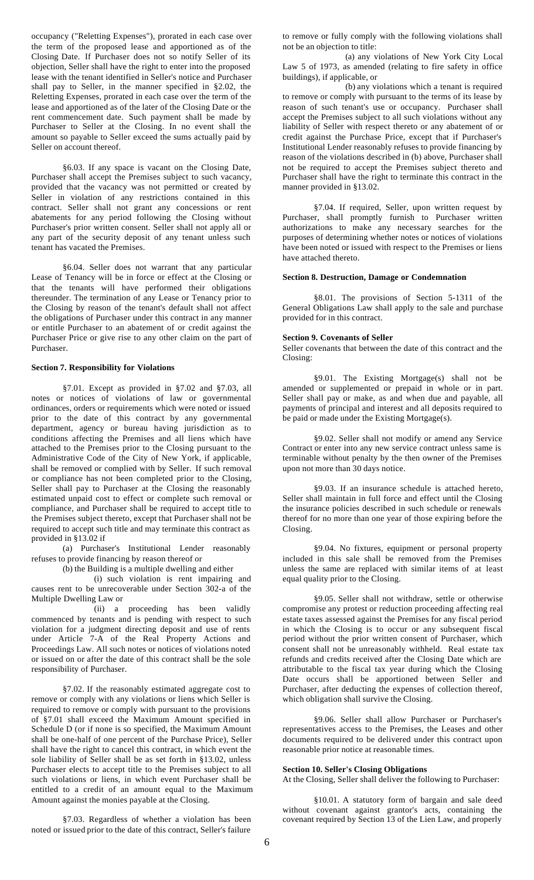occupancy ("Reletting Expenses"), prorated in each case over the term of the proposed lease and apportioned as of the Closing Date. If Purchaser does not so notify Seller of its objection, Seller shall have the right to enter into the proposed lease with the tenant identified in Seller's notice and Purchaser shall pay to Seller, in the manner specified in §2.02, the Reletting Expenses, prorated in each case over the term of the lease and apportioned as of the later of the Closing Date or the rent commencement date. Such payment shall be made by Purchaser to Seller at the Closing. In no event shall the amount so payable to Seller exceed the sums actually paid by Seller on account thereof.

§6.03. If any space is vacant on the Closing Date, Purchaser shall accept the Premises subject to such vacancy, provided that the vacancy was not permitted or created by Seller in violation of any restrictions contained in this contract. Seller shall not grant any concessions or rent abatements for any period following the Closing without Purchaser's prior written consent. Seller shall not apply all or any part of the security deposit of any tenant unless such tenant has vacated the Premises.

§6.04. Seller does not warrant that any particular Lease of Tenancy will be in force or effect at the Closing or that the tenants will have performed their obligations thereunder. The termination of any Lease or Tenancy prior to the Closing by reason of the tenant's default shall not affect the obligations of Purchaser under this contract in any manner or entitle Purchaser to an abatement of or credit against the Purchaser Price or give rise to any other claim on the part of Purchaser.

**Section 7. Responsibility for Violations**

§7.01. Except as provided in §7.02 and §7.03, all notes or notices of violations of law or governmental ordinances, orders or requirements which were noted or issued prior to the date of this contract by any governmental department, agency or bureau having jurisdiction as to conditions affecting the Premises and all liens which have attached to the Premises prior to the Closing pursuant to the Administrative Code of the City of New York, if applicable, shall be removed or complied with by Seller. If such removal or compliance has not been completed prior to the Closing, Seller shall pay to Purchaser at the Closing the reasonably estimated unpaid cost to effect or complete such removal or compliance, and Purchaser shall be required to accept title to the Premises subject thereto, except that Purchaser shall not be required to accept such title and may terminate this contract as provided in §13.02 if

(a) Purchaser's Institutional Lender reasonably refuses to provide financing by reason thereof or

(b) the Building is a multiple dwelling and either

(i) such violation is rent impairing and causes rent to be unrecoverable under Section 302-a of the Multiple Dwelling Law or

(ii) a proceeding has been validly commenced by tenants and is pending with respect to such violation for a judgment directing deposit and use of rents under Article 7-A of the Real Property Actions and Proceedings Law. All such notes or notices of violations noted or issued on or after the date of this contract shall be the sole responsibility of Purchaser.

§7.02. If the reasonably estimated aggregate cost to remove or comply with any violations or liens which Seller is required to remove or comply with pursuant to the provisions of §7.01 shall exceed the Maximum Amount specified in Schedule D (or if none is so specified, the Maximum Amount shall be one-half of one percent of the Purchase Price), Seller shall have the right to cancel this contract, in which event the sole liability of Seller shall be as set forth in §13.02, unless Purchaser elects to accept title to the Premises subject to all such violations or liens, in which event Purchaser shall be entitled to a credit of an amount equal to the Maximum Amount against the monies payable at the Closing.

§7.03. Regardless of whether a violation has been noted or issued prior to the date of this contract, Seller's failure to remove or fully comply with the following violations shall not be an objection to title:

(a) any violations of New York City Local Law 5 of 1973, as amended (relating to fire safety in office buildings), if applicable, or

(b) any violations which a tenant is required to remove or comply with pursuant to the terms of its lease by reason of such tenant's use or occupancy. Purchaser shall accept the Premises subject to all such violations without any liability of Seller with respect thereto or any abatement of or credit against the Purchase Price, except that if Purchaser's Institutional Lender reasonably refuses to provide financing by reason of the violations described in (b) above, Purchaser shall not be required to accept the Premises subject thereto and Purchaser shall have the right to terminate this contract in the manner provided in §13.02.

§7.04. If required, Seller, upon written request by Purchaser, shall promptly furnish to Purchaser written authorizations to make any necessary searches for the purposes of determining whether notes or notices of violations have been noted or issued with respect to the Premises or liens have attached thereto.

**Section 8. Destruction, Damage or Condemnation**

§8.01. The provisions of Section 5-1311 of the General Obligations Law shall apply to the sale and purchase provided for in this contract.

**Section 9. Covenants of Seller**

Seller covenants that between the date of this contract and the Closing:

§9.01. The Existing Mortgage(s) shall not be amended or supplemented or prepaid in whole or in part. Seller shall pay or make, as and when due and payable, all payments of principal and interest and all deposits required to be paid or made under the Existing Mortgage(s).

§9.02. Seller shall not modify or amend any Service Contract or enter into any new service contract unless same is terminable without penalty by the then owner of the Premises upon not more than 30 days notice.

§9.03. If an insurance schedule is attached hereto, Seller shall maintain in full force and effect until the Closing the insurance policies described in such schedule or renewals thereof for no more than one year of those expiring before the Closing.

§9.04. No fixtures, equipment or personal property included in this sale shall be removed from the Premises unless the same are replaced with similar items of at least equal quality prior to the Closing.

§9.05. Seller shall not withdraw, settle or otherwise compromise any protest or reduction proceeding affecting real estate taxes assessed against the Premises for any fiscal period in which the Closing is to occur or any subsequent fiscal period without the prior written consent of Purchaser, which consent shall not be unreasonably withheld. Real estate tax refunds and credits received after the Closing Date which are attributable to the fiscal tax year during which the Closing Date occurs shall be apportioned between Seller and Purchaser, after deducting the expenses of collection thereof, which obligation shall survive the Closing.

§9.06. Seller shall allow Purchaser or Purchaser's representatives access to the Premises, the Leases and other documents required to be delivered under this contract upon reasonable prior notice at reasonable times.

**Section 10. Seller's Closing Obligations**

At the Closing, Seller shall deliver the following to Purchaser:

§10.01. A statutory form of bargain and sale deed without covenant against grantor's acts, containing the covenant required by Section 13 of the Lien Law, and properly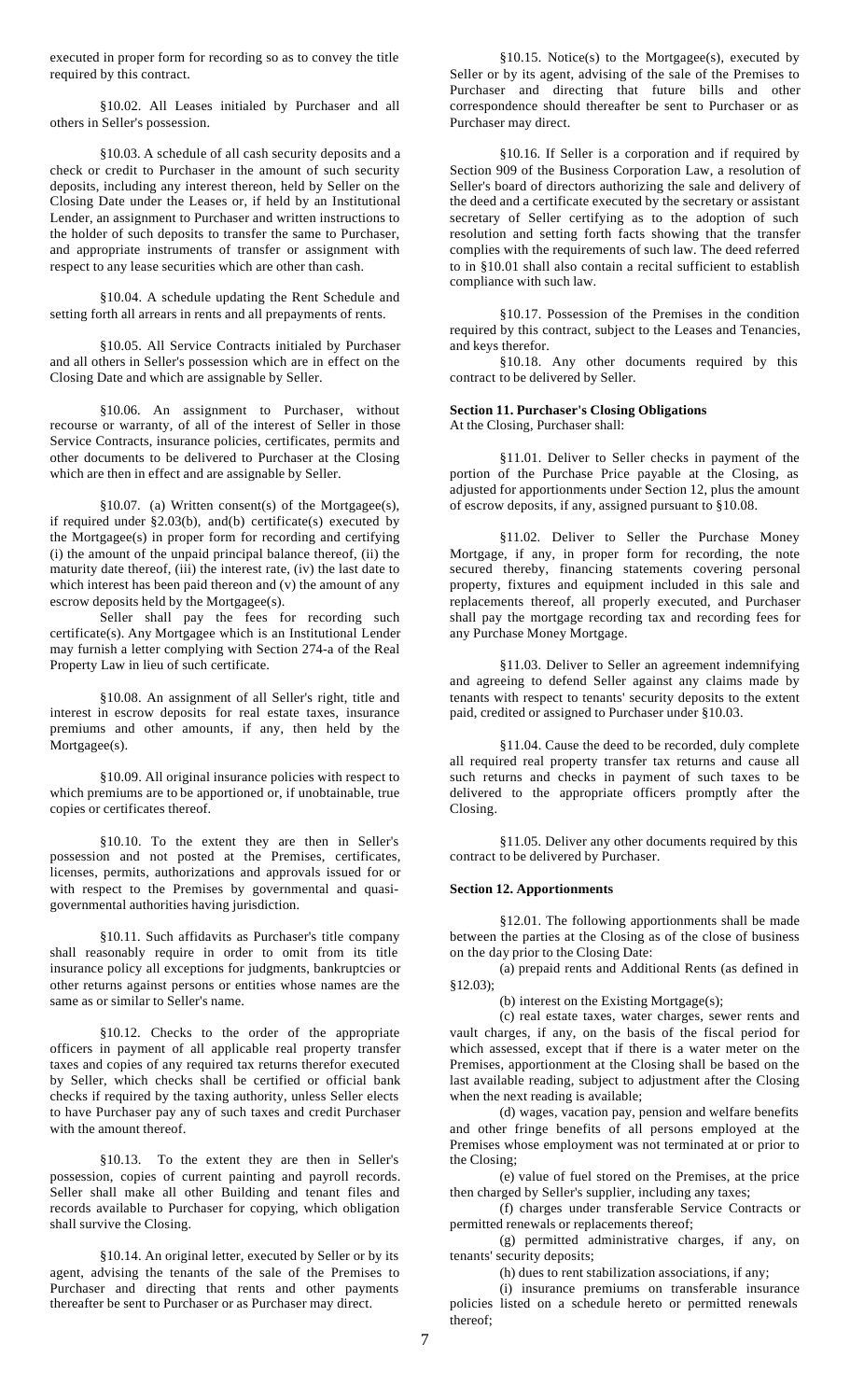executed in proper form for recording so as to convey the title required by this contract.

§10.02. All Leases initialed by Purchaser and all others in Seller's possession.

§10.03. A schedule of all cash security deposits and a check or credit to Purchaser in the amount of such security deposits, including any interest thereon, held by Seller on the Closing Date under the Leases or, if held by an Institutional Lender, an assignment to Purchaser and written instructions to the holder of such deposits to transfer the same to Purchaser, and appropriate instruments of transfer or assignment with respect to any lease securities which are other than cash.

§10.04. A schedule updating the Rent Schedule and setting forth all arrears in rents and all prepayments of rents.

§10.05. All Service Contracts initialed by Purchaser and all others in Seller's possession which are in effect on the Closing Date and which are assignable by Seller.

§10.06. An assignment to Purchaser, without recourse or warranty, of all of the interest of Seller in those Service Contracts, insurance policies, certificates, permits and other documents to be delivered to Purchaser at the Closing which are then in effect and are assignable by Seller.

§10.07. (a) Written consent(s) of the Mortgagee(s), if required under §2.03(b), and(b) certificate(s) executed by the Mortgagee(s) in proper form for recording and certifying (i) the amount of the unpaid principal balance thereof, (ii) the maturity date thereof, (iii) the interest rate, (iv) the last date to which interest has been paid thereon and (v) the amount of any escrow deposits held by the Mortgagee(s).

Seller shall pay the fees for recording such certificate(s). Any Mortgagee which is an Institutional Lender may furnish a letter complying with Section 274-a of the Real Property Law in lieu of such certificate.

§10.08. An assignment of all Seller's right, title and interest in escrow deposits for real estate taxes, insurance premiums and other amounts, if any, then held by the Mortgagee(s).

§10.09. All original insurance policies with respect to which premiums are to be apportioned or, if unobtainable, true copies or certificates thereof.

§10.10. To the extent they are then in Seller's possession and not posted at the Premises, certificates, licenses, permits, authorizations and approvals issued for or with respect to the Premises by governmental and quasi-governmental authorities having jurisdiction.

§10.11. Such affidavits as Purchaser's title company shall reasonably require in order to omit from its title insurance policy all exceptions for judgments, bankruptcies or other returns against persons or entities whose names are the same as or similar to Seller's name.

§10.12. Checks to the order of the appropriate officers in payment of all applicable real property transfer taxes and copies of any required tax returns therefor executed by Seller, which checks shall be certified or official bank checks if required by the taxing authority, unless Seller elects to have Purchaser pay any of such taxes and credit Purchaser with the amount thereof.

§10.13. To the extent they are then in Seller's possession, copies of current painting and payroll records. Seller shall make all other Building and tenant files and records available to Purchaser for copying, which obligation shall survive the Closing.

§10.14. An original letter, executed by Seller or by its agent, advising the tenants of the sale of the Premises to Purchaser and directing that rents and other payments thereafter be sent to Purchaser or as Purchaser may direct.

§10.15. Notice(s) to the Mortgagee(s), executed by Seller or by its agent, advising of the sale of the Premises to Purchaser and directing that future bills and other correspondence should thereafter be sent to Purchaser or as Purchaser may direct.

§10.16. If Seller is a corporation and if required by Section 909 of the Business Corporation Law, a resolution of Seller's board of directors authorizing the sale and delivery of the deed and a certificate executed by the secretary or assistant secretary of Seller certifying as to the adoption of such resolution and setting forth facts showing that the transfer complies with the requirements of such law. The deed referred to in §10.01 shall also contain a recital sufficient to establish compliance with such law.

§10.17. Possession of the Premises in the condition required by this contract, subject to the Leases and Tenancies, and keys therefor.

§10.18. Any other documents required by this contract to be delivered by Seller.

**Section 11. Purchaser's Closing Obligations**

At the Closing, Purchaser shall:

§11.01. Deliver to Seller checks in payment of the portion of the Purchase Price payable at the Closing, as adjusted for apportionments under Section 12, plus the amount of escrow deposits, if any, assigned pursuant to §10.08.

§11.02. Deliver to Seller the Purchase Money Mortgage, if any, in proper form for recording, the note secured thereby, financing statements covering personal property, fixtures and equipment included in this sale and replacements thereof, all properly executed, and Purchaser shall pay the mortgage recording tax and recording fees for any Purchase Money Mortgage.

§11.03. Deliver to Seller an agreement indemnifying and agreeing to defend Seller against any claims made by tenants with respect to tenants' security deposits to the extent paid, credited or assigned to Purchaser under §10.03.

§11.04. Cause the deed to be recorded, duly complete all required real property transfer tax returns and cause all such returns and checks in payment of such taxes to be delivered to the appropriate officers promptly after the Closing.

§11.05. Deliver any other documents required by this contract to be delivered by Purchaser.

**Section 12. Apportionments**

§12.01. The following apportionments shall be made between the parties at the Closing as of the close of business on the day prior to the Closing Date:

(a) prepaid rents and Additional Rents (as defined in §12.03);

(b) interest on the Existing Mortgage(s);

(c) real estate taxes, water charges, sewer rents and vault charges, if any, on the basis of the fiscal period for which assessed, except that if there is a water meter on the Premises, apportionment at the Closing shall be based on the last available reading, subject to adjustment after the Closing when the next reading is available;

(d) wages, vacation pay, pension and welfare benefits and other fringe benefits of all persons employed at the Premises whose employment was not terminated at or prior to the Closing;

(e) value of fuel stored on the Premises, at the price then charged by Seller's supplier, including any taxes;

(f) charges under transferable Service Contracts or permitted renewals or replacements thereof;

(g) permitted administrative charges, if any, on tenants' security deposits;

(h) dues to rent stabilization associations, if any;

(i) insurance premiums on transferable insurance policies listed on a schedule hereto or permitted renewals thereof;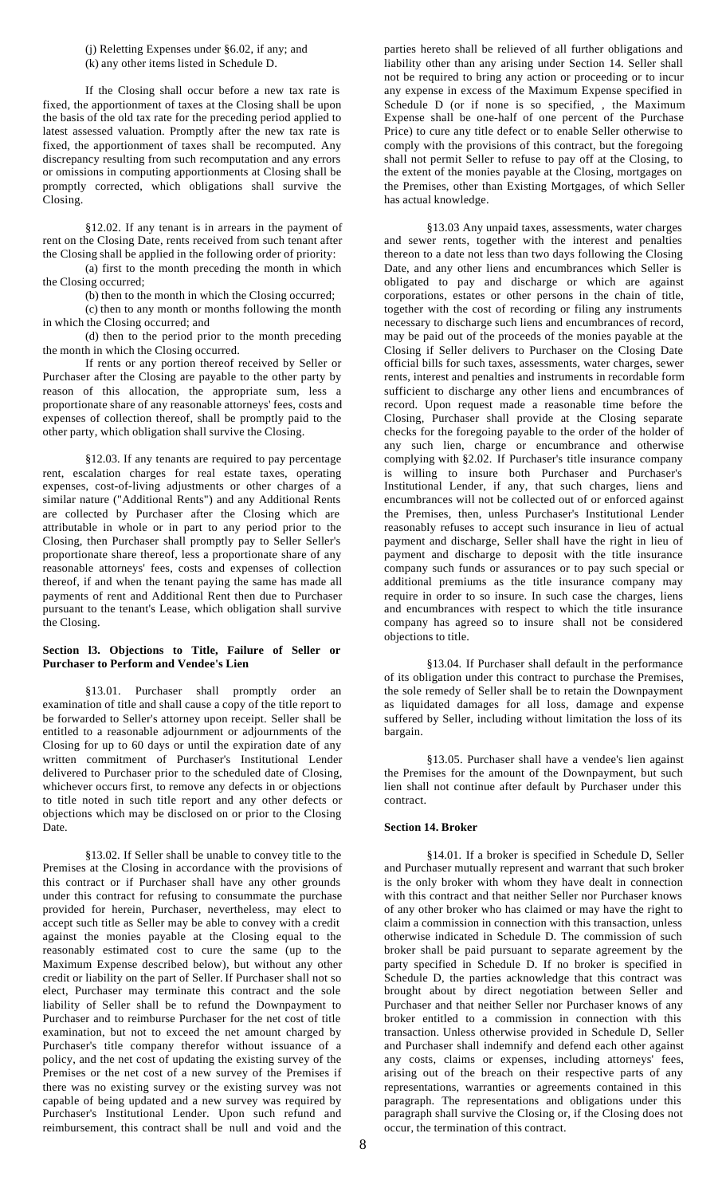(j) Reletting Expenses under §6.02, if any; and

(k) any other items listed in Schedule D.

If the Closing shall occur before a new tax rate is fixed, the apportionment of taxes at the Closing shall be upon the basis of the old tax rate for the preceding period applied to latest assessed valuation. Promptly after the new tax rate is fixed, the apportionment of taxes shall be recomputed. Any discrepancy resulting from such recomputation and any errors or omissions in computing apportionments at Closing shall be promptly corrected, which obligations shall survive the Closing.

§12.02. If any tenant is in arrears in the payment of rent on the Closing Date, rents received from such tenant after the Closing shall be applied in the following order of priority:

(a) first to the month preceding the month in which the Closing occurred;

(b) then to the month in which the Closing occurred;

(c) then to any month or months following the month in which the Closing occurred; and

(d) then to the period prior to the month preceding the month in which the Closing occurred.

If rents or any portion thereof received by Seller or Purchaser after the Closing are payable to the other party by reason of this allocation, the appropriate sum, less a proportionate share of any reasonable attorneys' fees, costs and expenses of collection thereof, shall be promptly paid to the other party, which obligation shall survive the Closing.

§12.03. If any tenants are required to pay percentage rent, escalation charges for real estate taxes, operating expenses, cost-of-living adjustments or other charges of a similar nature ("Additional Rents") and any Additional Rents are collected by Purchaser after the Closing which are attributable in whole or in part to any period prior to the Closing, then Purchaser shall promptly pay to Seller Seller's proportionate share thereof, less a proportionate share of any reasonable attorneys' fees, costs and expenses of collection thereof, if and when the tenant paying the same has made all payments of rent and Additional Rent then due to Purchaser pursuant to the tenant's Lease, which obligation shall survive the Closing.

**Section 13. Objections to Title, Failure of Seller or Purchaser to Perform and Vendee's Lien**

§13.01. Purchaser shall promptly order an examination of title and shall cause a copy of the title report to be forwarded to Seller's attorney upon receipt. Seller shall be entitled to a reasonable adjournment or adjournments of the Closing for up to 60 days or until the expiration date of any written commitment of Purchaser's Institutional Lender delivered to Purchaser prior to the scheduled date of Closing, whichever occurs first, to remove any defects in or objections to title noted in such title report and any other defects or objections which may be disclosed on or prior to the Closing Date.

§13.02. If Seller shall be unable to convey title to the Premises at the Closing in accordance with the provisions of this contract or if Purchaser shall have any other grounds under this contract for refusing to consummate the purchase provided for herein, Purchaser, nevertheless, may elect to accept such title as Seller may be able to convey with a credit against the monies payable at the Closing equal to the reasonably estimated cost to cure the same (up to the Maximum Expense described below), but without any other credit or liability on the part of Seller. If Purchaser shall not so elect, Purchaser may terminate this contract and the sole liability of Seller shall be to refund the Downpayment to Purchaser and to reimburse Purchaser for the net cost of title examination, but not to exceed the net amount charged by Purchaser's title company therefor without issuance of a policy, and the net cost of updating the existing survey of the Premises or the net cost of a new survey of the Premises if there was no existing survey or the existing survey was not capable of being updated and a new survey was required by Purchaser's Institutional Lender. Upon such refund and reimbursement, this contract shall be null and void and the parties hereto shall be relieved of all further obligations and liability other than any arising under Section 14. Seller shall not be required to bring any action or proceeding or to incur any expense in excess of the Maximum Expense specified in Schedule D (or if none is so specified, , the Maximum Expense shall be one-half of one percent of the Purchase Price) to cure any title defect or to enable Seller otherwise to comply with the provisions of this contract, but the foregoing shall not permit Seller to refuse to pay off at the Closing, to the extent of the monies payable at the Closing, mortgages on the Premises, other than Existing Mortgages, of which Seller has actual knowledge.

§13.03 Any unpaid taxes, assessments, water charges and sewer rents, together with the interest and penalties thereon to a date not less than two days following the Closing Date, and any other liens and encumbrances which Seller is obligated to pay and discharge or which are against corporations, estates or other persons in the chain of title, together with the cost of recording or filing any instruments necessary to discharge such liens and encumbrances of record, may be paid out of the proceeds of the monies payable at the Closing if Seller delivers to Purchaser on the Closing Date official bills for such taxes, assessments, water charges, sewer rents, interest and penalties and instruments in recordable form sufficient to discharge any other liens and encumbrances of record. Upon request made a reasonable time before the Closing, Purchaser shall provide at the Closing separate checks for the foregoing payable to the order of the holder of any such lien, charge or encumbrance and otherwise complying with §2.02. If Purchaser's title insurance company is willing to insure both Purchaser and Purchaser's Institutional Lender, if any, that such charges, liens and encumbrances will not be collected out of or enforced against the Premises, then, unless Purchaser's Institutional Lender reasonably refuses to accept such insurance in lieu of actual payment and discharge, Seller shall have the right in lieu of payment and discharge to deposit with the title insurance company such funds or assurances or to pay such special or additional premiums as the title insurance company may require in order to so insure. In such case the charges, liens and encumbrances with respect to which the title insurance company has agreed so to insure shall not be considered objections to title.

§13.04. If Purchaser shall default in the performance of its obligation under this contract to purchase the Premises, the sole remedy of Seller shall be to retain the Downpayment as liquidated damages for all loss, damage and expense suffered by Seller, including without limitation the loss of its bargain.

§13.05. Purchaser shall have a vendee's lien against the Premises for the amount of the Downpayment, but such lien shall not continue after default by Purchaser under this contract.

**Section 14. Broker**

§14.01. If a broker is specified in Schedule D, Seller and Purchaser mutually represent and warrant that such broker is the only broker with whom they have dealt in connection with this contract and that neither Seller nor Purchaser knows of any other broker who has claimed or may have the right to claim a commission in connection with this transaction, unless otherwise indicated in Schedule D. The commission of such broker shall be paid pursuant to separate agreement by the party specified in Schedule D. If no broker is specified in Schedule D, the parties acknowledge that this contract was brought about by direct negotiation between Seller and Purchaser and that neither Seller nor Purchaser knows of any broker entitled to a commission in connection with this transaction. Unless otherwise provided in Schedule D, Seller and Purchaser shall indemnify and defend each other against any costs, claims or expenses, including attorneys' fees, arising out of the breach on their respective parts of any representations, warranties or agreements contained in this paragraph. The representations and obligations under this paragraph shall survive the Closing or, if the Closing does not occur, the termination of this contract.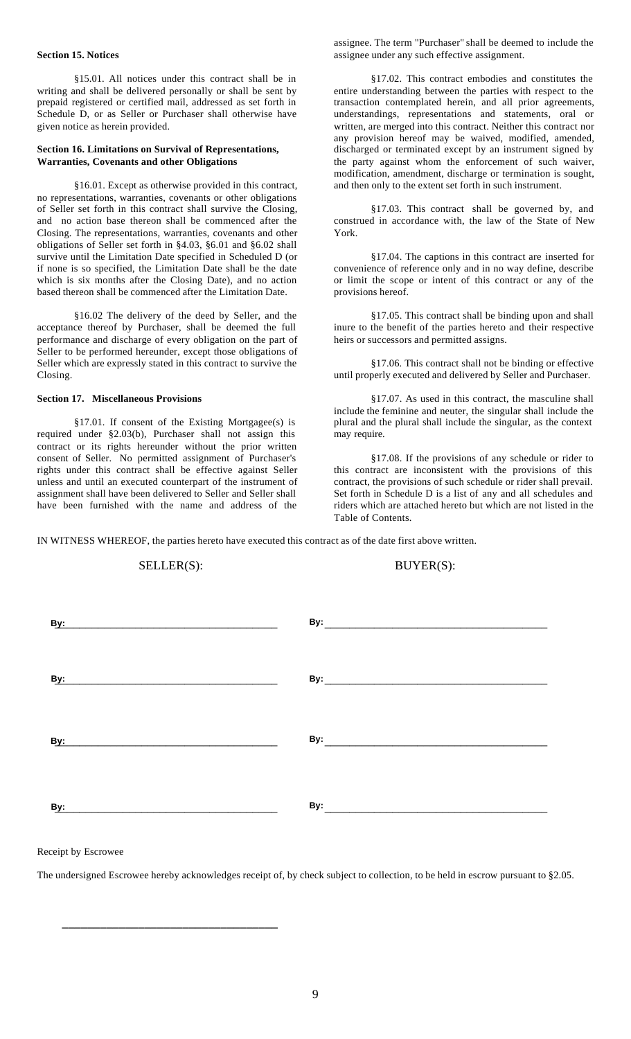**Section 15. Notices**

§15.01. All notices under this contract shall be in writing and shall be delivered personally or shall be sent by prepaid registered or certified mail, addressed as set forth in Schedule D, or as Seller or Purchaser shall otherwise have given notice as herein provided.

**Section 16. Limitations on Survival of Representations, Warranties, Covenants and other Obligations**

§16.01. Except as otherwise provided in this contract, no representations, warranties, covenants or other obligations of Seller set forth in this contract shall survive the Closing, and no action base thereon shall be commenced after the Closing. The representations, warranties, covenants and other obligations of Seller set forth in §4.03, §6.01 and §6.02 shall survive until the Limitation Date specified in Scheduled D (or if none is so specified, the Limitation Date shall be the date which is six months after the Closing Date), and no action based thereon shall be commenced after the Limitation Date.

§16.02 The delivery of the deed by Seller, and the acceptance thereof by Purchaser, shall be deemed the full performance and discharge of every obligation on the part of Seller to be performed hereunder, except those obligations of Seller which are expressly stated in this contract to survive the Closing.

**Section 17. Miscellaneous Provisions**

§17.01. If consent of the Existing Mortgagee(s) is required under §2.03(b), Purchaser shall not assign this contract or its rights hereunder without the prior written consent of Seller. No permitted assignment of Purchaser's rights under this contract shall be effective against Seller unless and until an executed counterpart of the instrument of assignment shall have been delivered to Seller and Seller shall have been furnished with the name and address of the assignee. The term "Purchaser" shall be deemed to include the assignee under any such effective assignment.

§17.02. This contract embodies and constitutes the entire understanding between the parties with respect to the transaction contemplated herein, and all prior agreements, understandings, representations and statements, oral or written, are merged into this contract. Neither this contract nor any provision hereof may be waived, modified, amended, discharged or terminated except by an instrument signed by the party against whom the enforcement of such waiver, modification, amendment, discharge or termination is sought, and then only to the extent set forth in such instrument.

§17.03. This contract shall be governed by, and construed in accordance with, the law of the State of New York.

§17.04. The captions in this contract are inserted for convenience of reference only and in no way define, describe or limit the scope or intent of this contract or any of the provisions hereof.

§17.05. This contract shall be binding upon and shall inure to the benefit of the parties hereto and their respective heirs or successors and permitted assigns.

§17.06. This contract shall not be binding or effective until properly executed and delivered by Seller and Purchaser.

§17.07. As used in this contract, the masculine shall include the feminine and neuter, the singular shall include the plural and the plural shall include the singular, as the context may require.

§17.08. If the provisions of any schedule or rider to this contract are inconsistent with the provisions of this contract, the provisions of such schedule or rider shall prevail. Set forth in Schedule D is a list of any and all schedules and riders which are attached hereto but which are not listed in the Table of Contents.

IN WITNESS WHEREOF, the parties hereto have executed this contract as of the date first above written.

| SELLER(S): | BUYER(S): |
|---|---|
| By:_______________________________ | By:_______________________________ |
| By:_______________________________ | By:_______________________________ |
| By:_______________________________ | By:_______________________________ |
| By:_______________________________ | By:_______________________________ |

Receipt by Escrowee

The undersigned Escrowee hereby acknowledges receipt of, by check subject to collection, to be held in escrow pursuant to §2.05.

_______________________________